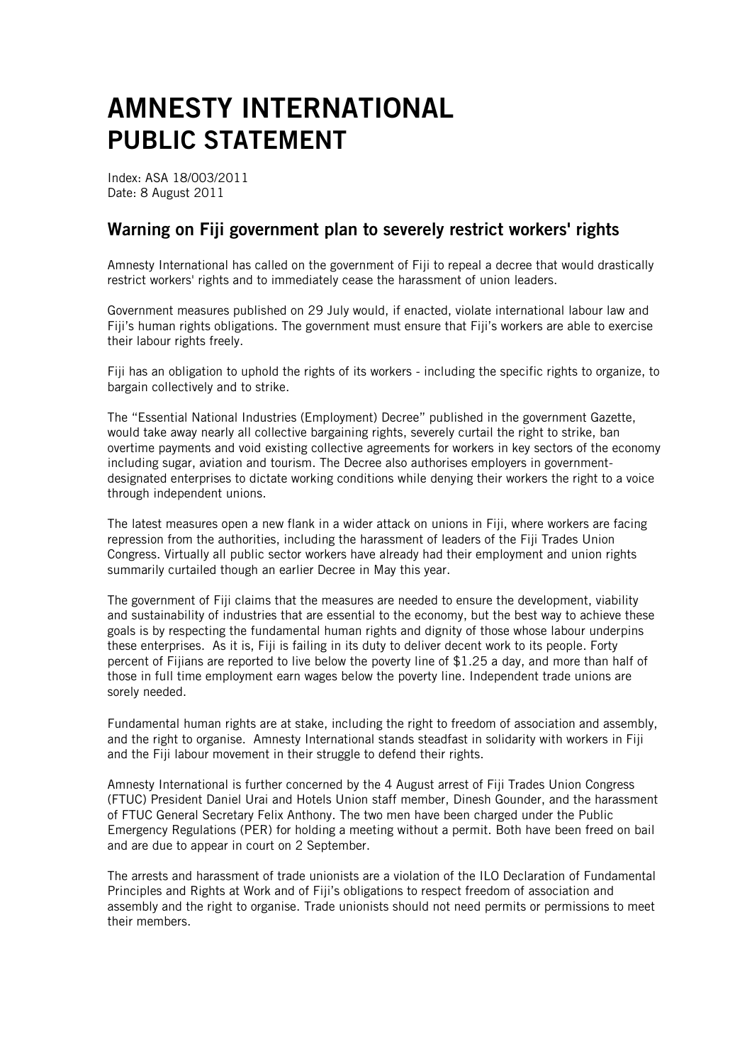# AMNESTY INTERNATIONAL
# PUBLIC STATEMENT

Index: ASA 18/003/2011
Date: 8 August 2011

## Warning on Fiji government plan to severely restrict workers' rights

Amnesty International has called on the government of Fiji to repeal a decree that would drastically restrict workers' rights and to immediately cease the harassment of union leaders.

Government measures published on 29 July would, if enacted, violate international labour law and Fiji's human rights obligations. The government must ensure that Fiji's workers are able to exercise their labour rights freely.

Fiji has an obligation to uphold the rights of its workers - including the specific rights to organize, to bargain collectively and to strike.

The "Essential National Industries (Employment) Decree" published in the government Gazette, would take away nearly all collective bargaining rights, severely curtail the right to strike, ban overtime payments and void existing collective agreements for workers in key sectors of the economy including sugar, aviation and tourism. The Decree also authorises employers in government-designated enterprises to dictate working conditions while denying their workers the right to a voice through independent unions.

The latest measures open a new flank in a wider attack on unions in Fiji, where workers are facing repression from the authorities, including the harassment of leaders of the Fiji Trades Union Congress. Virtually all public sector workers have already had their employment and union rights summarily curtailed though an earlier Decree in May this year.

The government of Fiji claims that the measures are needed to ensure the development, viability and sustainability of industries that are essential to the economy, but the best way to achieve these goals is by respecting the fundamental human rights and dignity of those whose labour underpins these enterprises. As it is, Fiji is failing in its duty to deliver decent work to its people. Forty percent of Fijians are reported to live below the poverty line of $1.25 a day, and more than half of those in full time employment earn wages below the poverty line. Independent trade unions are sorely needed.

Fundamental human rights are at stake, including the right to freedom of association and assembly, and the right to organise. Amnesty International stands steadfast in solidarity with workers in Fiji and the Fiji labour movement in their struggle to defend their rights.

Amnesty International is further concerned by the 4 August arrest of Fiji Trades Union Congress (FTUC) President Daniel Urai and Hotels Union staff member, Dinesh Gounder, and the harassment of FTUC General Secretary Felix Anthony. The two men have been charged under the Public Emergency Regulations (PER) for holding a meeting without a permit. Both have been freed on bail and are due to appear in court on 2 September.

The arrests and harassment of trade unionists are a violation of the ILO Declaration of Fundamental Principles and Rights at Work and of Fiji's obligations to respect freedom of association and assembly and the right to organise. Trade unionists should not need permits or permissions to meet their members.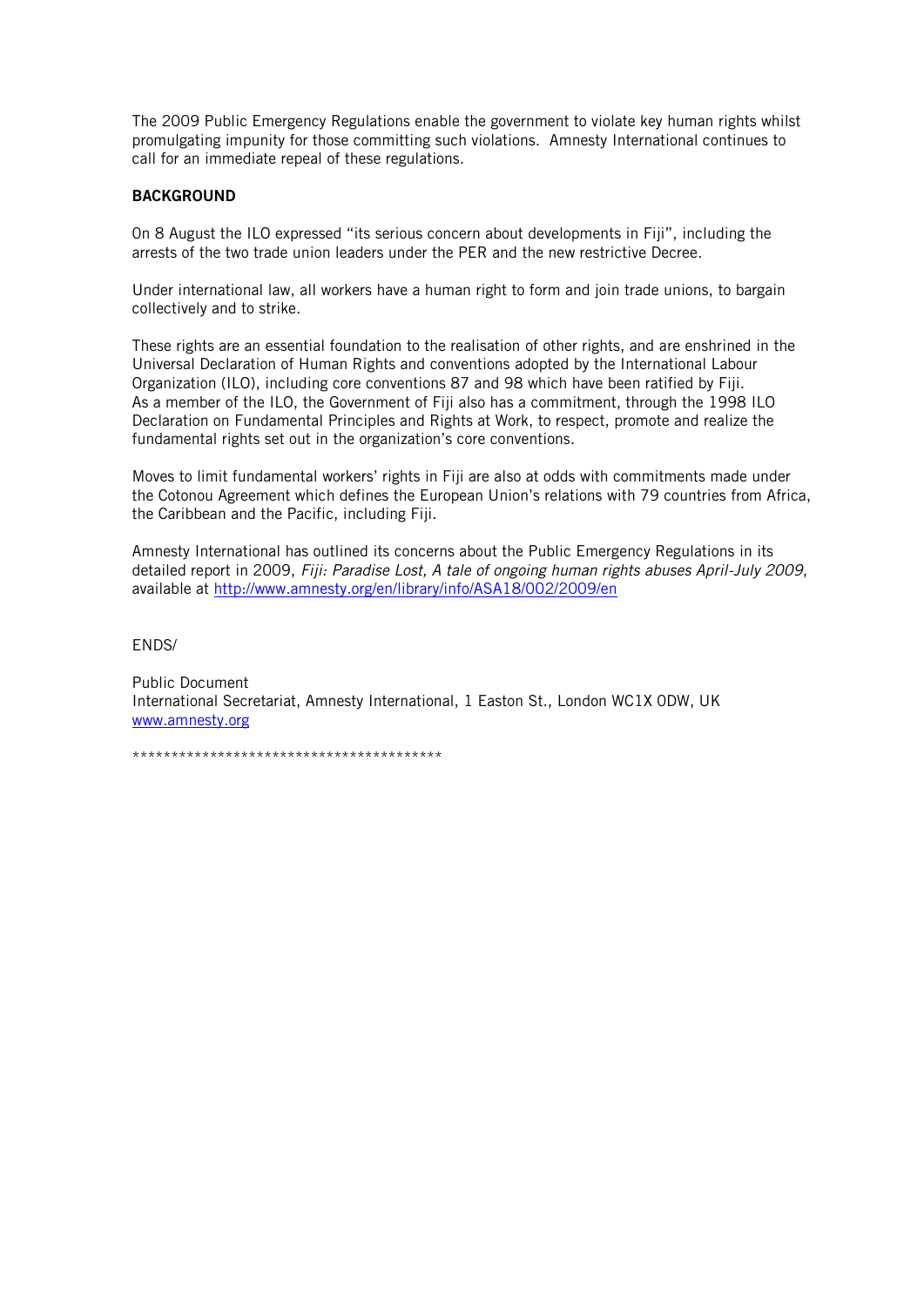The 2009 Public Emergency Regulations enable the government to violate key human rights whilst promulgating impunity for those committing such violations. Amnesty International continues to call for an immediate repeal of these regulations.

**BACKGROUND**

On 8 August the ILO expressed "its serious concern about developments in Fiji", including the arrests of the two trade union leaders under the PER and the new restrictive Decree.

Under international law, all workers have a human right to form and join trade unions, to bargain collectively and to strike.

These rights are an essential foundation to the realisation of other rights, and are enshrined in the Universal Declaration of Human Rights and conventions adopted by the International Labour Organization (ILO), including core conventions 87 and 98 which have been ratified by Fiji. As a member of the ILO, the Government of Fiji also has a commitment, through the 1998 ILO Declaration on Fundamental Principles and Rights at Work, to respect, promote and realize the fundamental rights set out in the organization's core conventions.

Moves to limit fundamental workers' rights in Fiji are also at odds with commitments made under the Cotonou Agreement which defines the European Union's relations with 79 countries from Africa, the Caribbean and the Pacific, including Fiji.

Amnesty International has outlined its concerns about the Public Emergency Regulations in its detailed report in 2009, *Fiji: Paradise Lost, A tale of ongoing human rights abuses April-July 2009*, available at http://www.amnesty.org/en/library/info/ASA18/002/2009/en

ENDS/

Public Document
International Secretariat, Amnesty International, 1 Easton St., London WC1X 0DW, UK
www.amnesty.org

****************************************